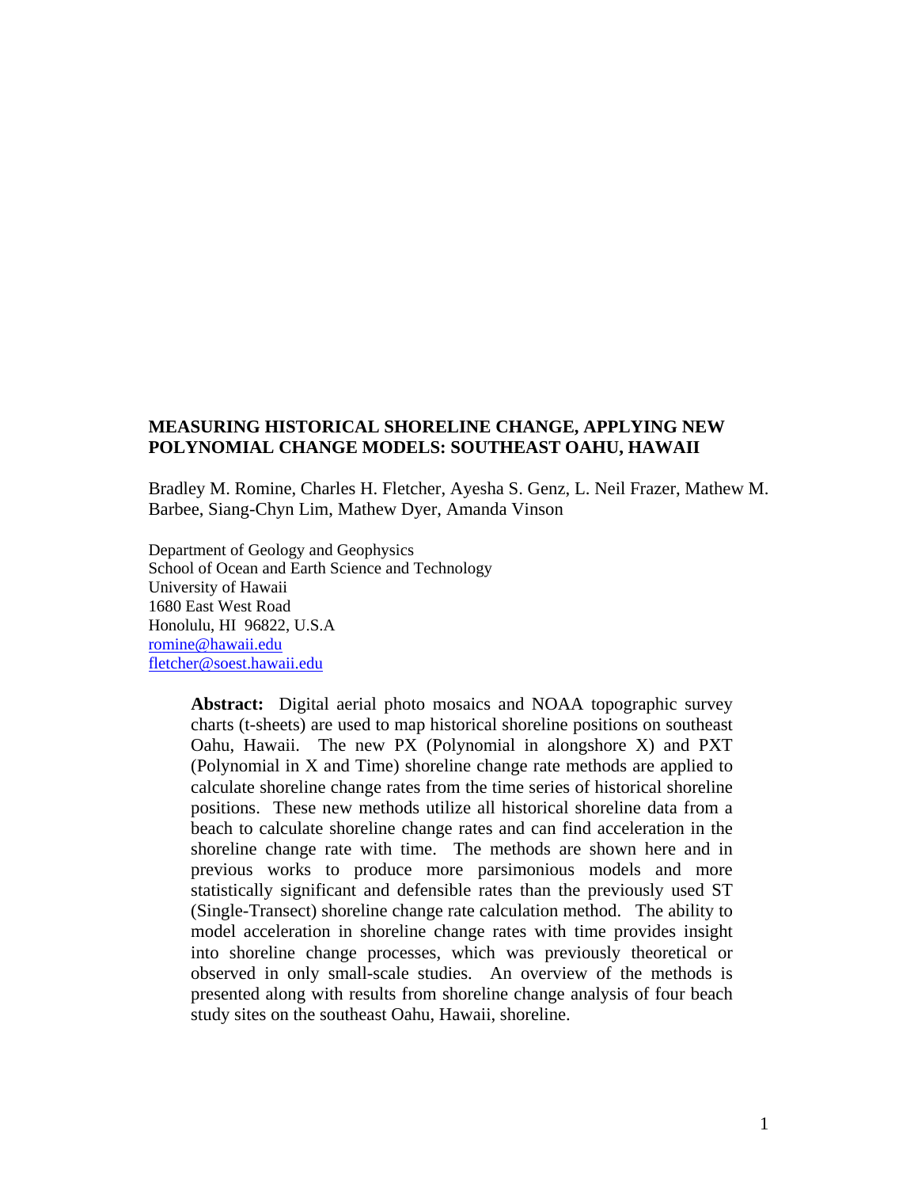# MEASURING HISTORICAL SHORELINE CHANGE, APPLYING NEW POLYNOMIAL CHANGE MODELS: SOUTHEAST OAHU, HAWAII

Bradley M. Romine, Charles H. Fletcher, Ayesha S. Genz, L. Neil Frazer, Mathew M. Barbee, Siang-Chyn Lim, Mathew Dyer, Amanda Vinson

Department of Geology and Geophysics
School of Ocean and Earth Science and Technology
University of Hawaii
1680 East West Road
Honolulu, HI 96822, U.S.A
romine@hawaii.edu
fletcher@soest.hawaii.edu

**Abstract:** Digital aerial photo mosaics and NOAA topographic survey charts (t-sheets) are used to map historical shoreline positions on southeast Oahu, Hawaii. The new PX (Polynomial in alongshore X) and PXT (Polynomial in X and Time) shoreline change rate methods are applied to calculate shoreline change rates from the time series of historical shoreline positions. These new methods utilize all historical shoreline data from a beach to calculate shoreline change rates and can find acceleration in the shoreline change rate with time. The methods are shown here and in previous works to produce more parsimonious models and more statistically significant and defensible rates than the previously used ST (Single-Transect) shoreline change rate calculation method. The ability to model acceleration in shoreline change rates with time provides insight into shoreline change processes, which was previously theoretical or observed in only small-scale studies. An overview of the methods is presented along with results from shoreline change analysis of four beach study sites on the southeast Oahu, Hawaii, shoreline.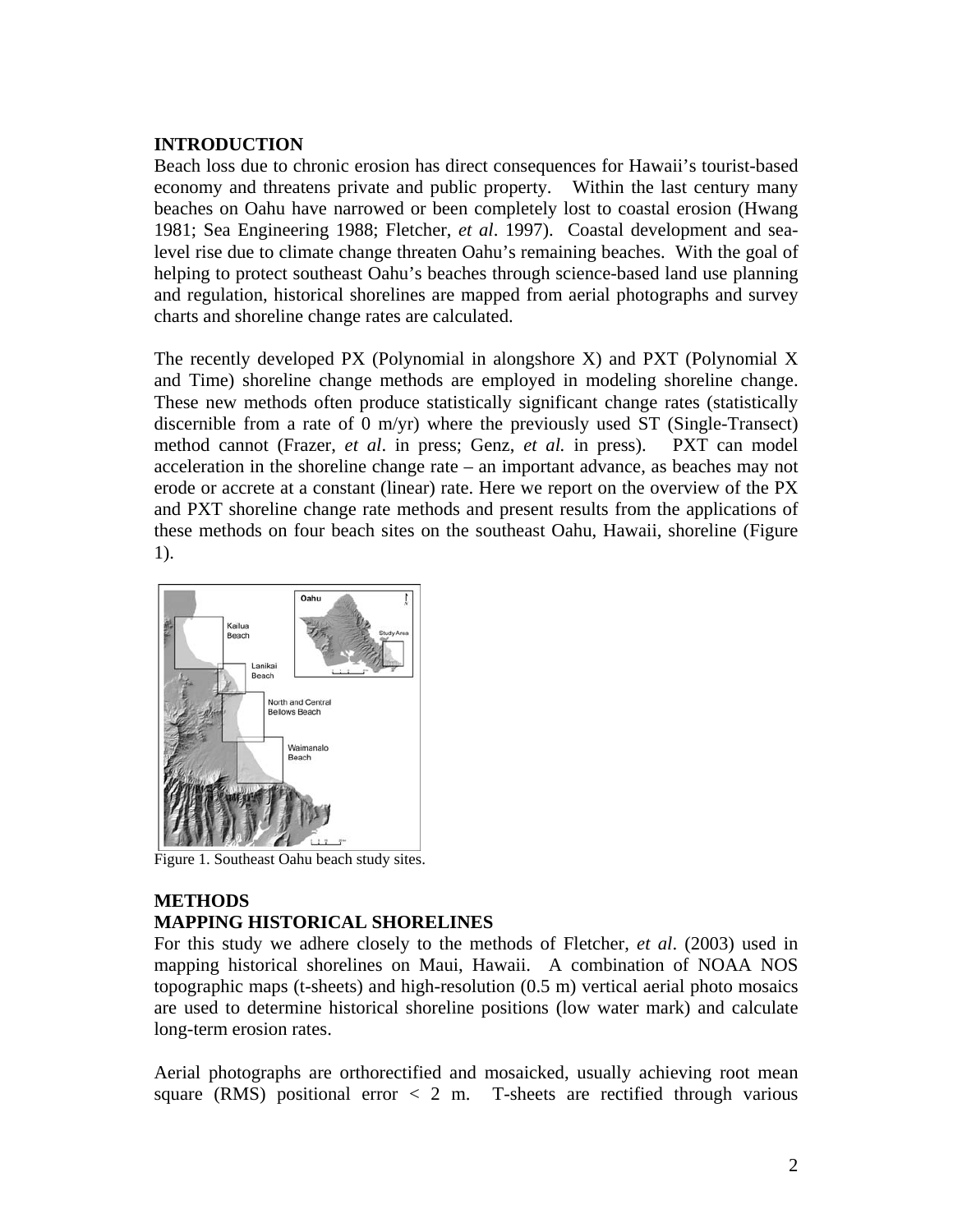## INTRODUCTION

Beach loss due to chronic erosion has direct consequences for Hawaii's tourist-based economy and threatens private and public property. Within the last century many beaches on Oahu have narrowed or been completely lost to coastal erosion (Hwang 1981; Sea Engineering 1988; Fletcher, *et al*. 1997). Coastal development and sea-level rise due to climate change threaten Oahu's remaining beaches. With the goal of helping to protect southeast Oahu's beaches through science-based land use planning and regulation, historical shorelines are mapped from aerial photographs and survey charts and shoreline change rates are calculated.

The recently developed PX (Polynomial in alongshore X) and PXT (Polynomial X and Time) shoreline change methods are employed in modeling shoreline change. These new methods often produce statistically significant change rates (statistically discernible from a rate of 0 m/yr) where the previously used ST (Single-Transect) method cannot (Frazer, *et al*. in press; Genz, *et al.* in press). PXT can model acceleration in the shoreline change rate – an important advance, as beaches may not erode or accrete at a constant (linear) rate. Here we report on the overview of the PX and PXT shoreline change rate methods and present results from the applications of these methods on four beach sites on the southeast Oahu, Hawaii, shoreline (Figure 1).

Figure 1. Southeast Oahu beach study sites.

## METHODS

### MAPPING HISTORICAL SHORELINES

For this study we adhere closely to the methods of Fletcher, *et al*. (2003) used in mapping historical shorelines on Maui, Hawaii. A combination of NOAA NOS topographic maps (t-sheets) and high-resolution (0.5 m) vertical aerial photo mosaics are used to determine historical shoreline positions (low water mark) and calculate long-term erosion rates.

Aerial photographs are orthorectified and mosaicked, usually achieving root mean square (RMS) positional error < 2 m. T-sheets are rectified through various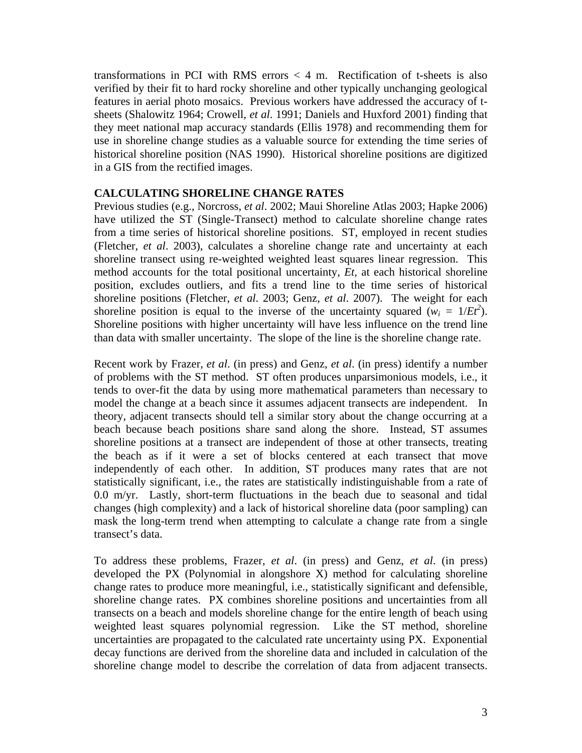transformations in PCI with RMS errors < 4 m. Rectification of t-sheets is also verified by their fit to hard rocky shoreline and other typically unchanging geological features in aerial photo mosaics. Previous workers have addressed the accuracy of t-sheets (Shalowitz 1964; Crowell, *et al*. 1991; Daniels and Huxford 2001) finding that they meet national map accuracy standards (Ellis 1978) and recommending them for use in shoreline change studies as a valuable source for extending the time series of historical shoreline position (NAS 1990). Historical shoreline positions are digitized in a GIS from the rectified images.

## CALCULATING SHORELINE CHANGE RATES

Previous studies (e.g., Norcross, *et al*. 2002; Maui Shoreline Atlas 2003; Hapke 2006) have utilized the ST (Single-Transect) method to calculate shoreline change rates from a time series of historical shoreline positions. ST, employed in recent studies (Fletcher, *et al*. 2003), calculates a shoreline change rate and uncertainty at each shoreline transect using re-weighted weighted least squares linear regression. This method accounts for the total positional uncertainty, $Et$, at each historical shoreline position, excludes outliers, and fits a trend line to the time series of historical shoreline positions (Fletcher, *et al*. 2003; Genz, *et al*. 2007). The weight for each shoreline position is equal to the inverse of the uncertainty squared ($w_i = 1/Et^2$). Shoreline positions with higher uncertainty will have less influence on the trend line than data with smaller uncertainty. The slope of the line is the shoreline change rate.

Recent work by Frazer, *et al*. (in press) and Genz, *et al*. (in press) identify a number of problems with the ST method. ST often produces unparsimonious models, i.e., it tends to over-fit the data by using more mathematical parameters than necessary to model the change at a beach since it assumes adjacent transects are independent. In theory, adjacent transects should tell a similar story about the change occurring at a beach because beach positions share sand along the shore. Instead, ST assumes shoreline positions at a transect are independent of those at other transects, treating the beach as if it were a set of blocks centered at each transect that move independently of each other. In addition, ST produces many rates that are not statistically significant, i.e., the rates are statistically indistinguishable from a rate of 0.0 m/yr. Lastly, short-term fluctuations in the beach due to seasonal and tidal changes (high complexity) and a lack of historical shoreline data (poor sampling) can mask the long-term trend when attempting to calculate a change rate from a single transect's data.

To address these problems, Frazer, *et al*. (in press) and Genz, *et al*. (in press) developed the PX (Polynomial in alongshore X) method for calculating shoreline change rates to produce more meaningful, i.e., statistically significant and defensible, shoreline change rates. PX combines shoreline positions and uncertainties from all transects on a beach and models shoreline change for the entire length of beach using weighted least squares polynomial regression. Like the ST method, shoreline uncertainties are propagated to the calculated rate uncertainty using PX. Exponential decay functions are derived from the shoreline data and included in calculation of the shoreline change model to describe the correlation of data from adjacent transects.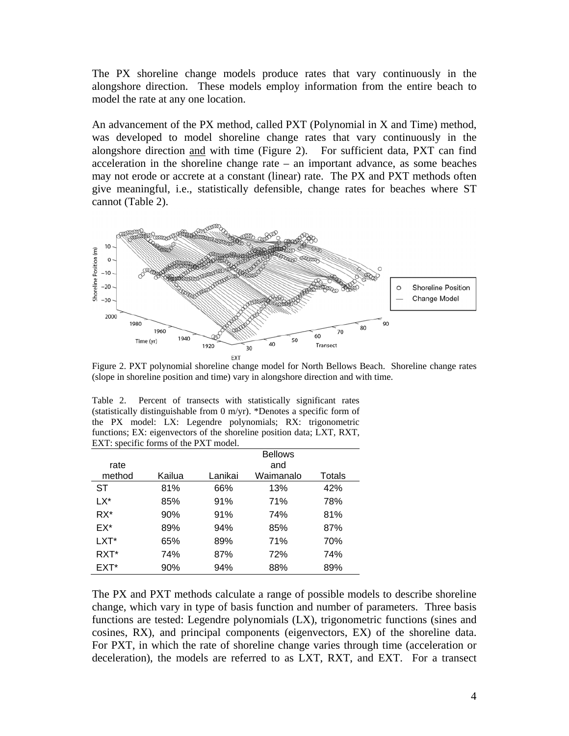The PX shoreline change models produce rates that vary continuously in the alongshore direction. These models employ information from the entire beach to model the rate at any one location.

An advancement of the PX method, called PXT (Polynomial in X and Time) method, was developed to model shoreline change rates that vary continuously in the alongshore direction and with time (Figure 2). For sufficient data, PXT can find acceleration in the shoreline change rate – an important advance, as some beaches may not erode or accrete at a constant (linear) rate. The PX and PXT methods often give meaningful, i.e., statistically defensible, change rates for beaches where ST cannot (Table 2).

Figure 2. PXT polynomial shoreline change model for North Bellows Beach. Shoreline change rates (slope in shoreline position and time) vary in alongshore direction and with time.

Table 2. Percent of transects with statistically significant rates (statistically distinguishable from 0 m/yr). *Denotes a specific form of the PX model: LX: Legendre polynomials; RX: trigonometric functions; EX: eigenvectors of the shoreline position data; LXT, RXT, EXT: specific forms of the PXT model.

| rate method | Kailua | Lanikai | Bellows and Waimanalo | Totals |
|---|---|---|---|---|
| ST | 81% | 66% | 13% | 42% |
| LX* | 85% | 91% | 71% | 78% |
| RX* | 90% | 91% | 74% | 81% |
| EX* | 89% | 94% | 85% | 87% |
| LXT* | 65% | 89% | 71% | 70% |
| RXT* | 74% | 87% | 72% | 74% |
| EXT* | 90% | 94% | 88% | 89% |

The PX and PXT methods calculate a range of possible models to describe shoreline change, which vary in type of basis function and number of parameters. Three basis functions are tested: Legendre polynomials (LX), trigonometric functions (sines and cosines, RX), and principal components (eigenvectors, EX) of the shoreline data. For PXT, in which the rate of shoreline change varies through time (acceleration or deceleration), the models are referred to as LXT, RXT, and EXT. For a transect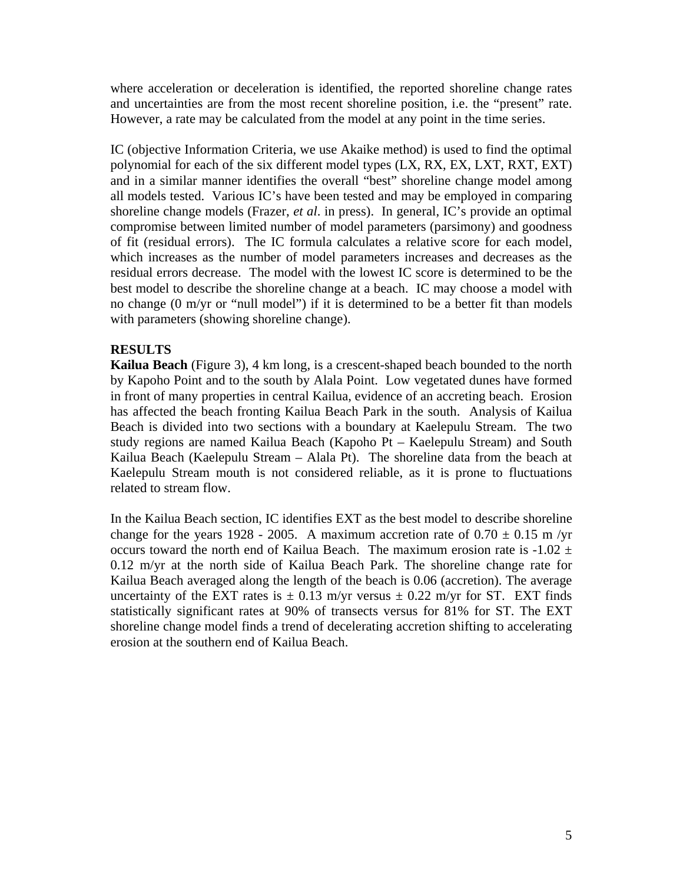where acceleration or deceleration is identified, the reported shoreline change rates and uncertainties are from the most recent shoreline position, i.e. the "present" rate. However, a rate may be calculated from the model at any point in the time series.

IC (objective Information Criteria, we use Akaike method) is used to find the optimal polynomial for each of the six different model types (LX, RX, EX, LXT, RXT, EXT) and in a similar manner identifies the overall "best" shoreline change model among all models tested. Various IC's have been tested and may be employed in comparing shoreline change models (Frazer, *et al*. in press). In general, IC's provide an optimal compromise between limited number of model parameters (parsimony) and goodness of fit (residual errors). The IC formula calculates a relative score for each model, which increases as the number of model parameters increases and decreases as the residual errors decrease. The model with the lowest IC score is determined to be the best model to describe the shoreline change at a beach. IC may choose a model with no change (0 m/yr or "null model") if it is determined to be a better fit than models with parameters (showing shoreline change).

## RESULTS

**Kailua Beach** (Figure 3), 4 km long, is a crescent-shaped beach bounded to the north by Kapoho Point and to the south by Alala Point. Low vegetated dunes have formed in front of many properties in central Kailua, evidence of an accreting beach. Erosion has affected the beach fronting Kailua Beach Park in the south. Analysis of Kailua Beach is divided into two sections with a boundary at Kaelepulu Stream. The two study regions are named Kailua Beach (Kapoho Pt – Kaelepulu Stream) and South Kailua Beach (Kaelepulu Stream – Alala Pt). The shoreline data from the beach at Kaelepulu Stream mouth is not considered reliable, as it is prone to fluctuations related to stream flow.

In the Kailua Beach section, IC identifies EXT as the best model to describe shoreline change for the years 1928 - 2005. A maximum accretion rate of $0.70 \pm 0.15$ m /yr occurs toward the north end of Kailua Beach. The maximum erosion rate is $-1.02 \pm 0.12$ m/yr at the north side of Kailua Beach Park. The shoreline change rate for Kailua Beach averaged along the length of the beach is 0.06 (accretion). The average uncertainty of the EXT rates is $\pm$ 0.13 m/yr versus $\pm$ 0.22 m/yr for ST. EXT finds statistically significant rates at 90% of transects versus for 81% for ST. The EXT shoreline change model finds a trend of decelerating accretion shifting to accelerating erosion at the southern end of Kailua Beach.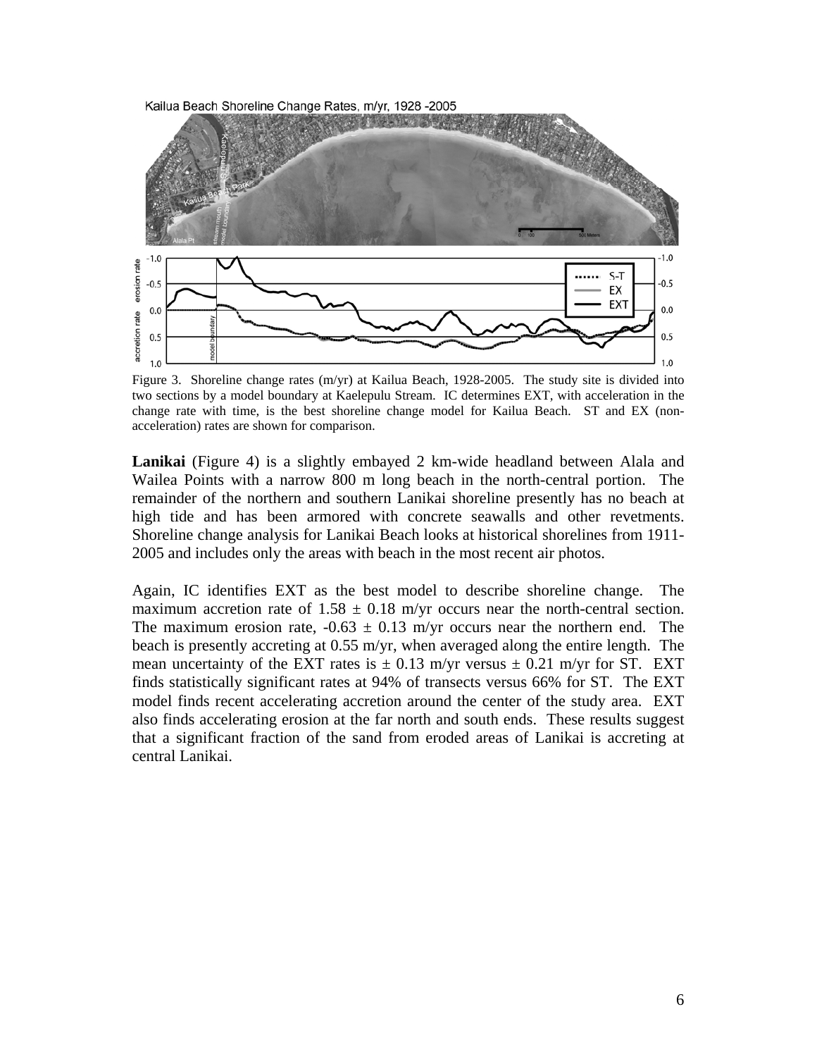Figure 3. Shoreline change rates (m/yr) at Kailua Beach, 1928-2005. The study site is divided into two sections by a model boundary at Kaelepulu Stream. IC determines EXT, with acceleration in the change rate with time, is the best shoreline change model for Kailua Beach. ST and EX (non-acceleration) rates are shown for comparison.

**Lanikai** (Figure 4) is a slightly embayed 2 km-wide headland between Alala and Wailea Points with a narrow 800 m long beach in the north-central portion. The remainder of the northern and southern Lanikai shoreline presently has no beach at high tide and has been armored with concrete seawalls and other revetments. Shoreline change analysis for Lanikai Beach looks at historical shorelines from 1911-2005 and includes only the areas with beach in the most recent air photos.

Again, IC identifies EXT as the best model to describe shoreline change. The maximum accretion rate of $1.58 \pm 0.18$ m/yr occurs near the north-central section. The maximum erosion rate, $-0.63 \pm 0.13$ m/yr occurs near the northern end. The beach is presently accreting at 0.55 m/yr, when averaged along the entire length. The mean uncertainty of the EXT rates is $\pm$ 0.13 m/yr versus $\pm$ 0.21 m/yr for ST. EXT finds statistically significant rates at 94% of transects versus 66% for ST. The EXT model finds recent accelerating accretion around the center of the study area. EXT also finds accelerating erosion at the far north and south ends. These results suggest that a significant fraction of the sand from eroded areas of Lanikai is accreting at central Lanikai.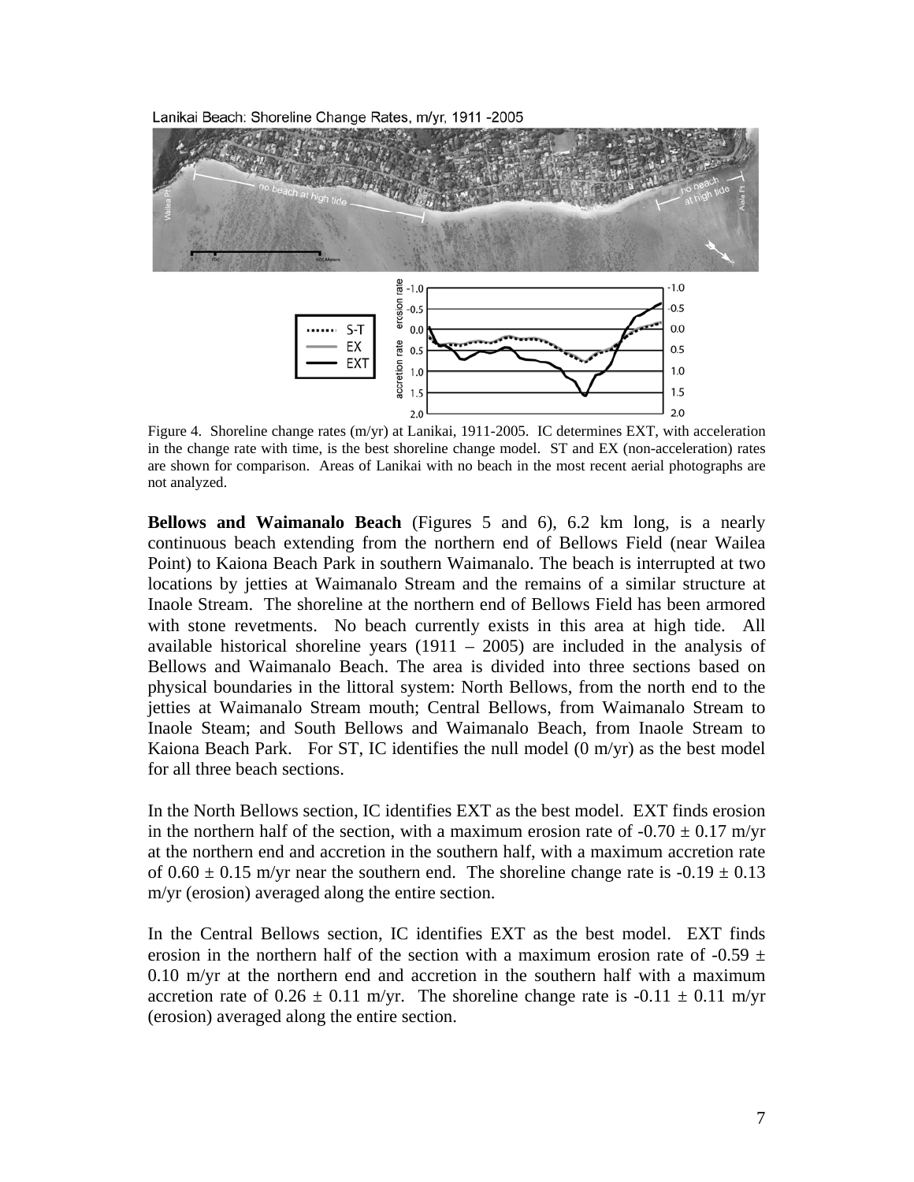Lanikai Beach: Shoreline Change Rates, m/yr, 1911 -2005

Figure 4. Shoreline change rates (m/yr) at Lanikai, 1911-2005. IC determines EXT, with acceleration in the change rate with time, is the best shoreline change model. ST and EX (non-acceleration) rates are shown for comparison. Areas of Lanikai with no beach in the most recent aerial photographs are not analyzed.

**Bellows and Waimanalo Beach** (Figures 5 and 6), 6.2 km long, is a nearly continuous beach extending from the northern end of Bellows Field (near Wailea Point) to Kaiona Beach Park in southern Waimanalo. The beach is interrupted at two locations by jetties at Waimanalo Stream and the remains of a similar structure at Inaole Stream. The shoreline at the northern end of Bellows Field has been armored with stone revetments. No beach currently exists in this area at high tide. All available historical shoreline years (1911 – 2005) are included in the analysis of Bellows and Waimanalo Beach. The area is divided into three sections based on physical boundaries in the littoral system: North Bellows, from the north end to the jetties at Waimanalo Stream mouth; Central Bellows, from Waimanalo Stream to Inaole Steam; and South Bellows and Waimanalo Beach, from Inaole Stream to Kaiona Beach Park. For ST, IC identifies the null model (0 m/yr) as the best model for all three beach sections.

In the North Bellows section, IC identifies EXT as the best model. EXT finds erosion in the northern half of the section, with a maximum erosion rate of -0.70 ± 0.17 m/yr at the northern end and accretion in the southern half, with a maximum accretion rate of 0.60 ± 0.15 m/yr near the southern end. The shoreline change rate is -0.19 ± 0.13 m/yr (erosion) averaged along the entire section.

In the Central Bellows section, IC identifies EXT as the best model. EXT finds erosion in the northern half of the section with a maximum erosion rate of -0.59 ± 0.10 m/yr at the northern end and accretion in the southern half with a maximum accretion rate of 0.26 ± 0.11 m/yr. The shoreline change rate is -0.11 ± 0.11 m/yr (erosion) averaged along the entire section.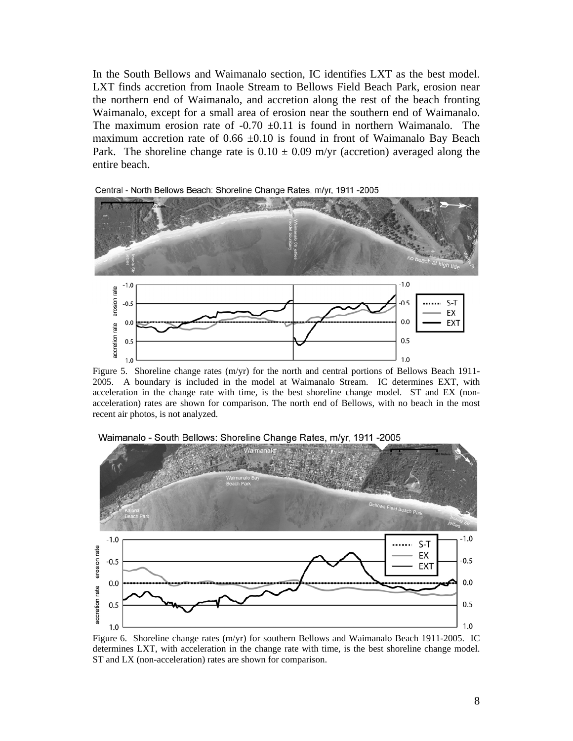In the South Bellows and Waimanalo section, IC identifies LXT as the best model. LXT finds accretion from Inaole Stream to Bellows Field Beach Park, erosion near the northern end of Waimanalo, and accretion along the rest of the beach fronting Waimanalo, except for a small area of erosion near the southern end of Waimanalo. The maximum erosion rate of -0.70 ±0.11 is found in northern Waimanalo. The maximum accretion rate of 0.66 ±0.10 is found in front of Waimanalo Bay Beach Park. The shoreline change rate is 0.10 ± 0.09 m/yr (accretion) averaged along the entire beach.

Figure 5. Shoreline change rates (m/yr) for the north and central portions of Bellows Beach 1911-2005. A boundary is included in the model at Waimanalo Stream. IC determines EXT, with acceleration in the change rate with time, is the best shoreline change model. ST and EX (non-acceleration) rates are shown for comparison. The north end of Bellows, with no beach in the most recent air photos, is not analyzed.

Figure 6. Shoreline change rates (m/yr) for southern Bellows and Waimanalo Beach 1911-2005. IC determines LXT, with acceleration in the change rate with time, is the best shoreline change model. ST and LX (non-acceleration) rates are shown for comparison.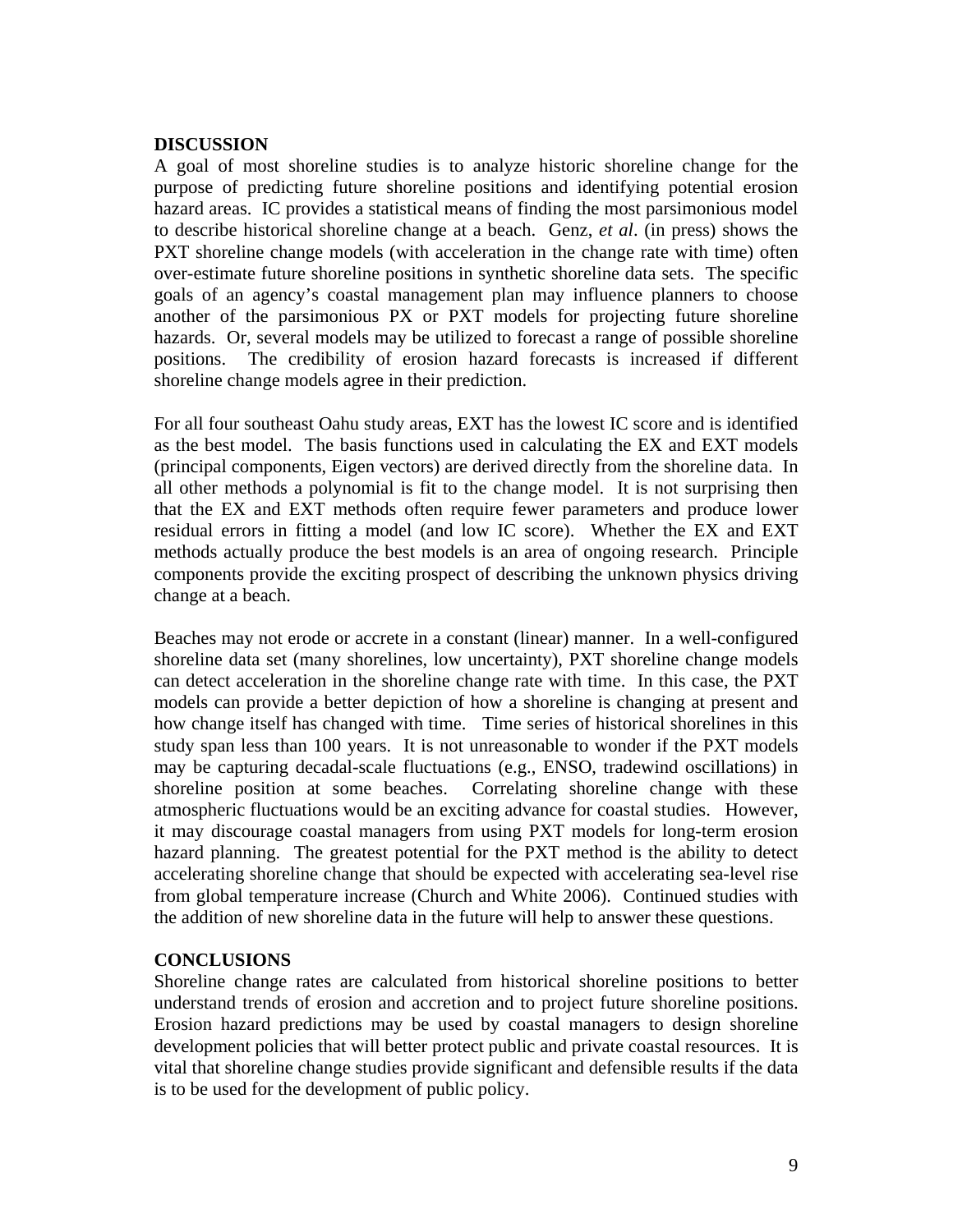## DISCUSSION

A goal of most shoreline studies is to analyze historic shoreline change for the purpose of predicting future shoreline positions and identifying potential erosion hazard areas. IC provides a statistical means of finding the most parsimonious model to describe historical shoreline change at a beach. Genz, *et al*. (in press) shows the PXT shoreline change models (with acceleration in the change rate with time) often over-estimate future shoreline positions in synthetic shoreline data sets. The specific goals of an agency's coastal management plan may influence planners to choose another of the parsimonious PX or PXT models for projecting future shoreline hazards. Or, several models may be utilized to forecast a range of possible shoreline positions. The credibility of erosion hazard forecasts is increased if different shoreline change models agree in their prediction.

For all four southeast Oahu study areas, EXT has the lowest IC score and is identified as the best model. The basis functions used in calculating the EX and EXT models (principal components, Eigen vectors) are derived directly from the shoreline data. In all other methods a polynomial is fit to the change model. It is not surprising then that the EX and EXT methods often require fewer parameters and produce lower residual errors in fitting a model (and low IC score). Whether the EX and EXT methods actually produce the best models is an area of ongoing research. Principle components provide the exciting prospect of describing the unknown physics driving change at a beach.

Beaches may not erode or accrete in a constant (linear) manner. In a well-configured shoreline data set (many shorelines, low uncertainty), PXT shoreline change models can detect acceleration in the shoreline change rate with time. In this case, the PXT models can provide a better depiction of how a shoreline is changing at present and how change itself has changed with time. Time series of historical shorelines in this study span less than 100 years. It is not unreasonable to wonder if the PXT models may be capturing decadal-scale fluctuations (e.g., ENSO, tradewind oscillations) in shoreline position at some beaches. Correlating shoreline change with these atmospheric fluctuations would be an exciting advance for coastal studies. However, it may discourage coastal managers from using PXT models for long-term erosion hazard planning. The greatest potential for the PXT method is the ability to detect accelerating shoreline change that should be expected with accelerating sea-level rise from global temperature increase (Church and White 2006). Continued studies with the addition of new shoreline data in the future will help to answer these questions.

## CONCLUSIONS

Shoreline change rates are calculated from historical shoreline positions to better understand trends of erosion and accretion and to project future shoreline positions. Erosion hazard predictions may be used by coastal managers to design shoreline development policies that will better protect public and private coastal resources. It is vital that shoreline change studies provide significant and defensible results if the data is to be used for the development of public policy.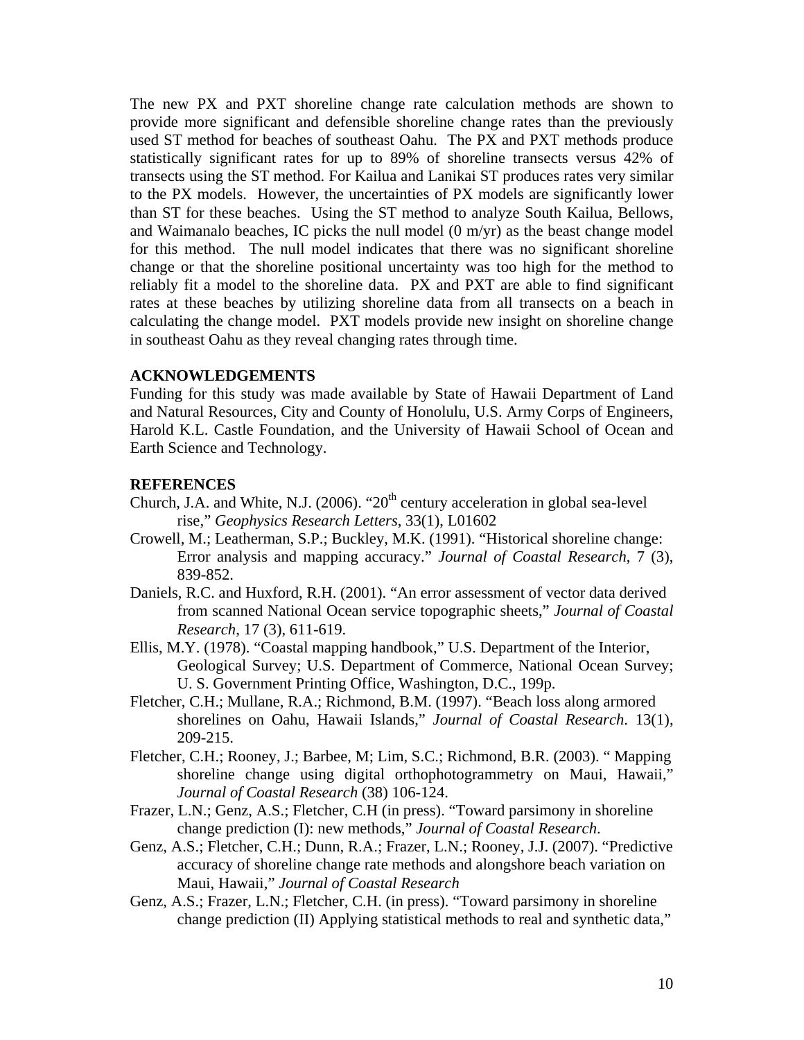The new PX and PXT shoreline change rate calculation methods are shown to provide more significant and defensible shoreline change rates than the previously used ST method for beaches of southeast Oahu. The PX and PXT methods produce statistically significant rates for up to 89% of shoreline transects versus 42% of transects using the ST method. For Kailua and Lanikai ST produces rates very similar to the PX models. However, the uncertainties of PX models are significantly lower than ST for these beaches. Using the ST method to analyze South Kailua, Bellows, and Waimanalo beaches, IC picks the null model (0 m/yr) as the beast change model for this method. The null model indicates that there was no significant shoreline change or that the shoreline positional uncertainty was too high for the method to reliably fit a model to the shoreline data. PX and PXT are able to find significant rates at these beaches by utilizing shoreline data from all transects on a beach in calculating the change model. PXT models provide new insight on shoreline change in southeast Oahu as they reveal changing rates through time.

## ACKNOWLEDGEMENTS

Funding for this study was made available by State of Hawaii Department of Land and Natural Resources, City and County of Honolulu, U.S. Army Corps of Engineers, Harold K.L. Castle Foundation, and the University of Hawaii School of Ocean and Earth Science and Technology.

## REFERENCES

Church, J.A. and White, N.J. (2006). "20th century acceleration in global sea-level rise," *Geophysics Research Letters*, 33(1), L01602

Crowell, M.; Leatherman, S.P.; Buckley, M.K. (1991). "Historical shoreline change: Error analysis and mapping accuracy." *Journal of Coastal Research*, 7 (3), 839-852.

Daniels, R.C. and Huxford, R.H. (2001). "An error assessment of vector data derived from scanned National Ocean service topographic sheets," *Journal of Coastal Research*, 17 (3), 611-619.

Ellis, M.Y. (1978). "Coastal mapping handbook," U.S. Department of the Interior, Geological Survey; U.S. Department of Commerce, National Ocean Survey; U. S. Government Printing Office, Washington, D.C., 199p.

Fletcher, C.H.; Mullane, R.A.; Richmond, B.M. (1997). "Beach loss along armored shorelines on Oahu, Hawaii Islands," *Journal of Coastal Research*. 13(1), 209-215.

Fletcher, C.H.; Rooney, J.; Barbee, M; Lim, S.C.; Richmond, B.R. (2003). " Mapping shoreline change using digital orthophotogrammetry on Maui, Hawaii," *Journal of Coastal Research* (38) 106-124.

Frazer, L.N.; Genz, A.S.; Fletcher, C.H (in press). "Toward parsimony in shoreline change prediction (I): new methods," *Journal of Coastal Research*.

Genz, A.S.; Fletcher, C.H.; Dunn, R.A.; Frazer, L.N.; Rooney, J.J. (2007). "Predictive accuracy of shoreline change rate methods and alongshore beach variation on Maui, Hawaii," *Journal of Coastal Research*

Genz, A.S.; Frazer, L.N.; Fletcher, C.H. (in press). "Toward parsimony in shoreline change prediction (II) Applying statistical methods to real and synthetic data,"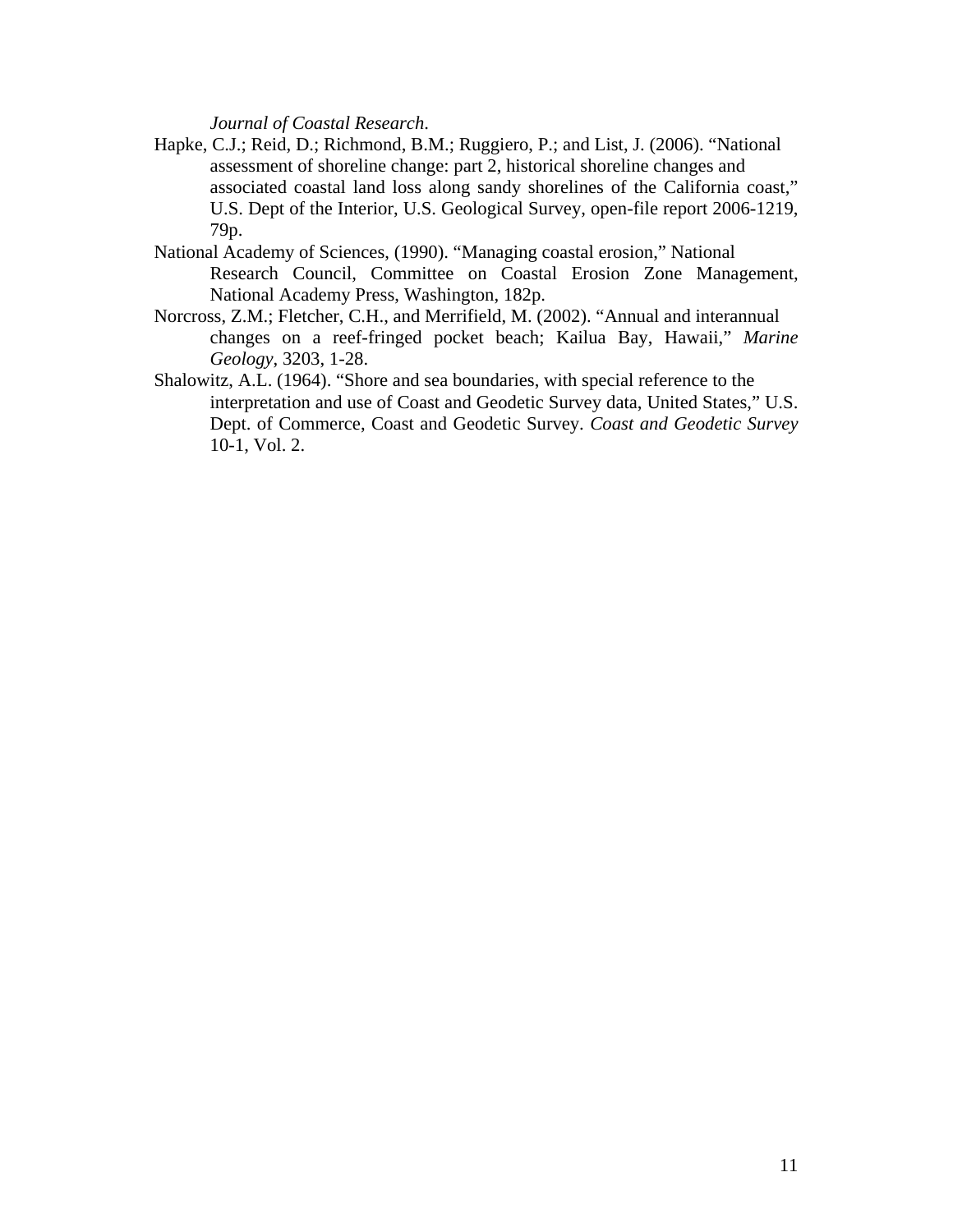*Journal of Coastal Research*.

Hapke, C.J.; Reid, D.; Richmond, B.M.; Ruggiero, P.; and List, J. (2006). "National assessment of shoreline change: part 2, historical shoreline changes and associated coastal land loss along sandy shorelines of the California coast," U.S. Dept of the Interior, U.S. Geological Survey, open-file report 2006-1219, 79p.

National Academy of Sciences, (1990). "Managing coastal erosion," National Research Council, Committee on Coastal Erosion Zone Management, National Academy Press, Washington, 182p.

Norcross, Z.M.; Fletcher, C.H., and Merrifield, M. (2002). "Annual and interannual changes on a reef-fringed pocket beach; Kailua Bay, Hawaii," *Marine Geology*, 3203, 1-28.

Shalowitz, A.L. (1964). "Shore and sea boundaries, with special reference to the interpretation and use of Coast and Geodetic Survey data, United States," U.S. Dept. of Commerce, Coast and Geodetic Survey. *Coast and Geodetic Survey* 10-1, Vol. 2.